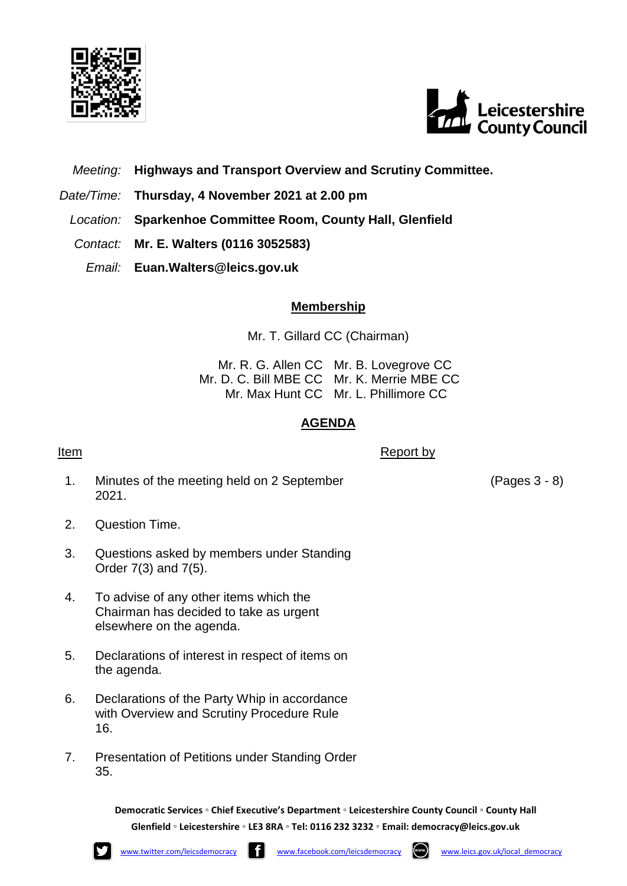| | |
|---|---|
| *Meeting:* | **Highways and Transport Overview and Scrutiny Committee.** |
| *Date/Time:* | **Thursday, 4 November 2021 at 2.00 pm** |
| *Location:* | **Sparkenhoe Committee Room, County Hall, Glenfield** |
| *Contact:* | **Mr. E. Walters (0116 3052583)** |
| *Email:* | **Euan.Walters@leics.gov.uk** |

## Membership

Mr. T. Gillard CC (Chairman)

| | |
|---|---|
| Mr. R. G. Allen CC | Mr. B. Lovegrove CC |
| Mr. D. C. Bill MBE CC | Mr. K. Merrie MBE CC |
| Mr. Max Hunt CC | Mr. L. Phillimore CC |

## AGENDA

| Item | | Report by | |
|---|---|---|---|
| 1. | Minutes of the meeting held on 2 September 2021. | | (Pages 3 - 8) |
| 2. | Question Time. | | |
| 3. | Questions asked by members under Standing Order 7(3) and 7(5). | | |
| 4. | To advise of any other items which the Chairman has decided to take as urgent elsewhere on the agenda. | | |
| 5. | Declarations of interest in respect of items on the agenda. | | |
| 6. | Declarations of the Party Whip in accordance with Overview and Scrutiny Procedure Rule 16. | | |
| 7. | Presentation of Petitions under Standing Order 35. | | |

**Democratic Services ◦ Chief Executive's Department ◦ Leicestershire County Council ◦ County Hall Glenfield ◦ Leicestershire ◦ LE3 8RA ◦ Tel: 0116 232 3232 ◦ Email: democracy@leics.gov.uk**

www.twitter.com/leicsdemocracy www.facebook.com/leicsdemocracy www.leics.gov.uk/local_democracy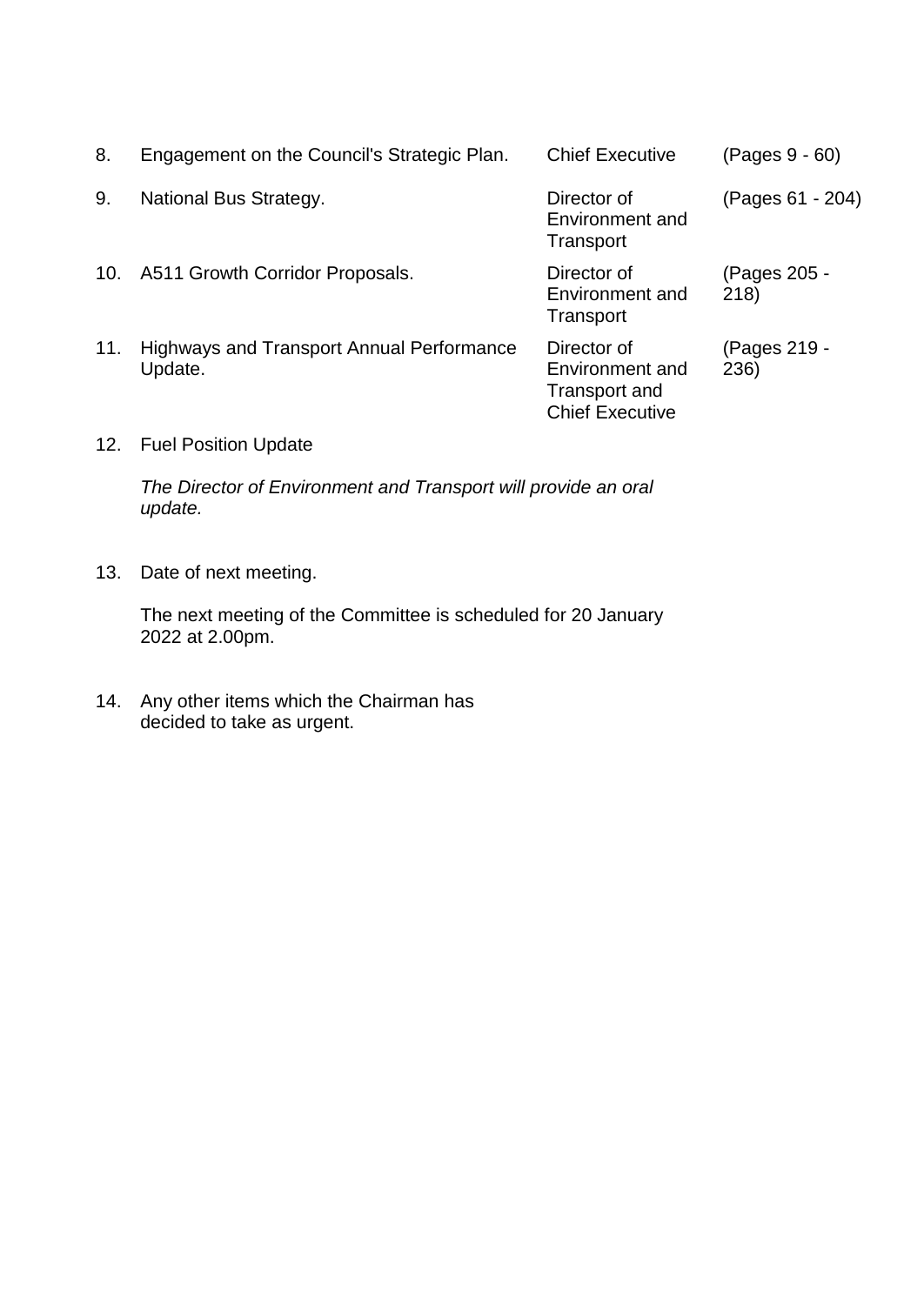| | | | |
|---|---|---|---|
| 8. | Engagement on the Council's Strategic Plan. | Chief Executive | (Pages 9 - 60) |
| 9. | National Bus Strategy. | Director of Environment and Transport | (Pages 61 - 204) |
| 10. | A511 Growth Corridor Proposals. | Director of Environment and Transport | (Pages 205 - 218) |
| 11. | Highways and Transport Annual Performance Update. | Director of Environment and Transport and Chief Executive | (Pages 219 - 236) |

12. Fuel Position Update

*The Director of Environment and Transport will provide an oral update.*

13. Date of next meeting.

The next meeting of the Committee is scheduled for 20 January 2022 at 2.00pm.

14. Any other items which the Chairman has decided to take as urgent.